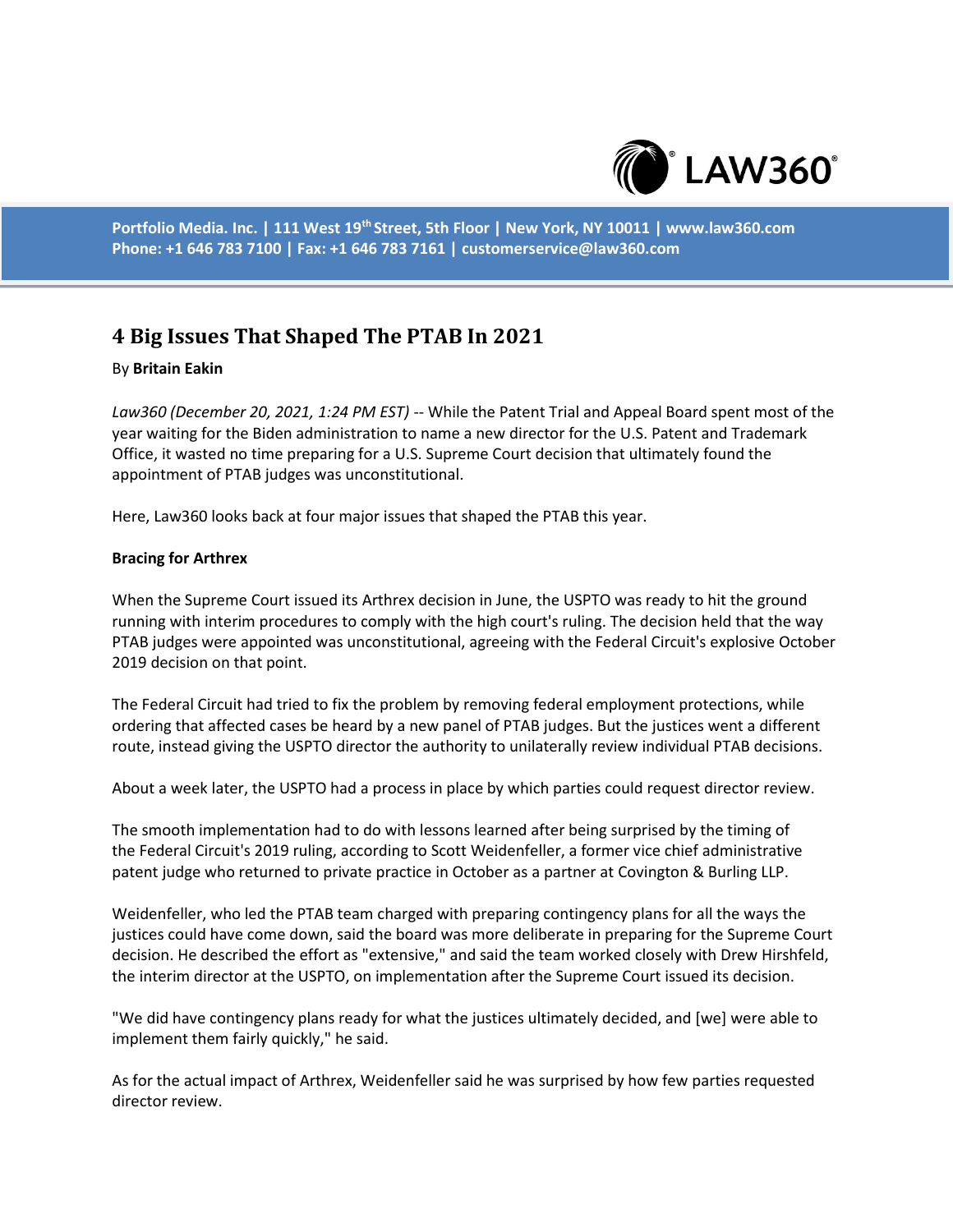# 4 Big Issues That Shaped The PTAB In 2021

By **Britain Eakin**

*Law360 (December 20, 2021, 1:24 PM EST)* -- While the Patent Trial and Appeal Board spent most of the year waiting for the Biden administration to name a new director for the U.S. Patent and Trademark Office, it wasted no time preparing for a U.S. Supreme Court decision that ultimately found the appointment of PTAB judges was unconstitutional.

Here, Law360 looks back at four major issues that shaped the PTAB this year.

**Bracing for Arthrex**

When the Supreme Court issued its Arthrex decision in June, the USPTO was ready to hit the ground running with interim procedures to comply with the high court's ruling. The decision held that the way PTAB judges were appointed was unconstitutional, agreeing with the Federal Circuit's explosive October 2019 decision on that point.

The Federal Circuit had tried to fix the problem by removing federal employment protections, while ordering that affected cases be heard by a new panel of PTAB judges. But the justices went a different route, instead giving the USPTO director the authority to unilaterally review individual PTAB decisions.

About a week later, the USPTO had a process in place by which parties could request director review.

The smooth implementation had to do with lessons learned after being surprised by the timing of the Federal Circuit's 2019 ruling, according to Scott Weidenfeller, a former vice chief administrative patent judge who returned to private practice in October as a partner at Covington & Burling LLP.

Weidenfeller, who led the PTAB team charged with preparing contingency plans for all the ways the justices could have come down, said the board was more deliberate in preparing for the Supreme Court decision. He described the effort as "extensive," and said the team worked closely with Drew Hirshfeld, the interim director at the USPTO, on implementation after the Supreme Court issued its decision.

"We did have contingency plans ready for what the justices ultimately decided, and [we] were able to implement them fairly quickly," he said.

As for the actual impact of Arthrex, Weidenfeller said he was surprised by how few parties requested director review.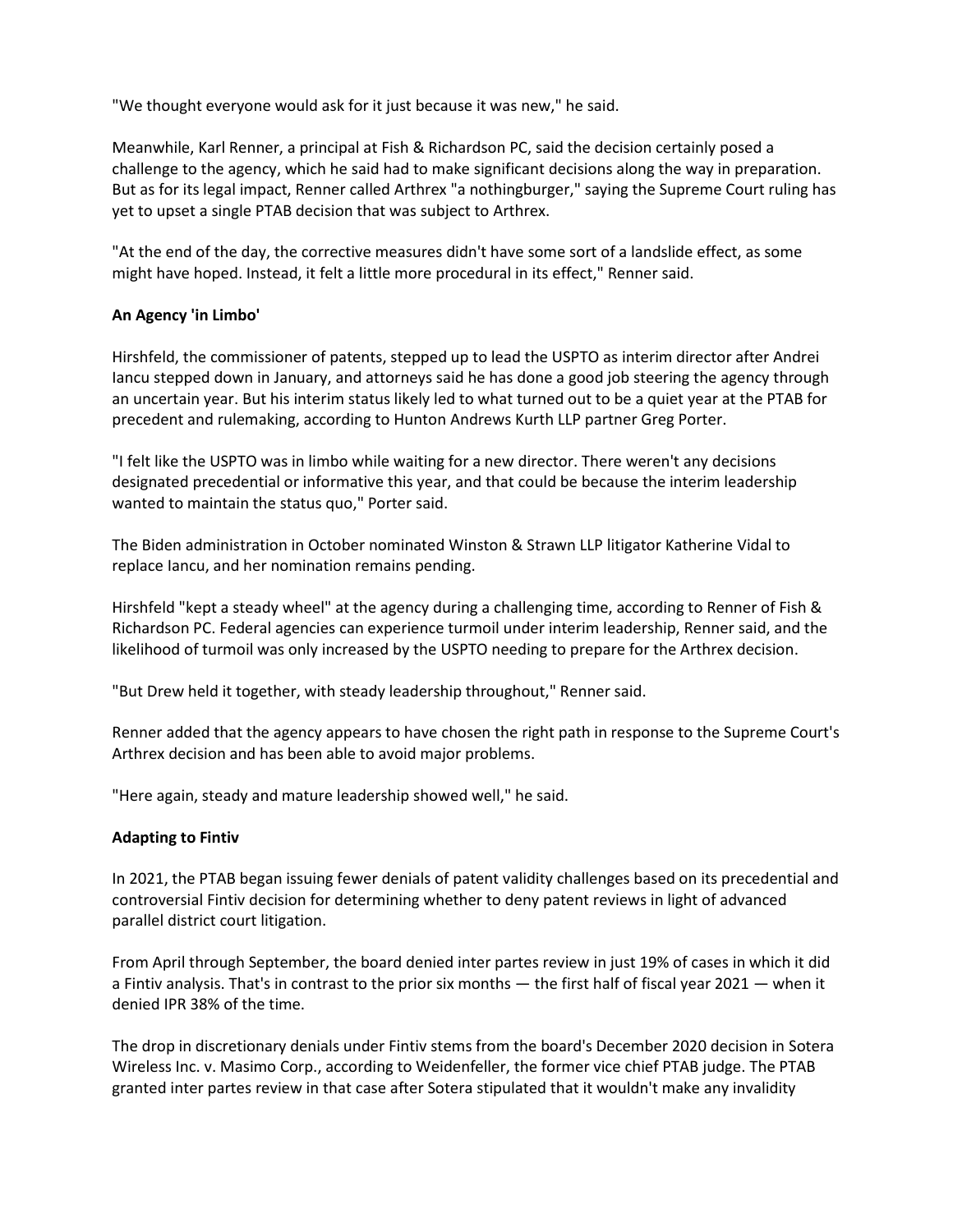"We thought everyone would ask for it just because it was new," he said.

Meanwhile, Karl Renner, a principal at Fish & Richardson PC, said the decision certainly posed a challenge to the agency, which he said had to make significant decisions along the way in preparation. But as for its legal impact, Renner called Arthrex "a nothingburger," saying the Supreme Court ruling has yet to upset a single PTAB decision that was subject to Arthrex.

"At the end of the day, the corrective measures didn't have some sort of a landslide effect, as some might have hoped. Instead, it felt a little more procedural in its effect," Renner said.

**An Agency 'in Limbo'**

Hirshfeld, the commissioner of patents, stepped up to lead the USPTO as interim director after Andrei Iancu stepped down in January, and attorneys said he has done a good job steering the agency through an uncertain year. But his interim status likely led to what turned out to be a quiet year at the PTAB for precedent and rulemaking, according to Hunton Andrews Kurth LLP partner Greg Porter.

"I felt like the USPTO was in limbo while waiting for a new director. There weren't any decisions designated precedential or informative this year, and that could be because the interim leadership wanted to maintain the status quo," Porter said.

The Biden administration in October nominated Winston & Strawn LLP litigator Katherine Vidal to replace Iancu, and her nomination remains pending.

Hirshfeld "kept a steady wheel" at the agency during a challenging time, according to Renner of Fish & Richardson PC. Federal agencies can experience turmoil under interim leadership, Renner said, and the likelihood of turmoil was only increased by the USPTO needing to prepare for the Arthrex decision.

"But Drew held it together, with steady leadership throughout," Renner said.

Renner added that the agency appears to have chosen the right path in response to the Supreme Court's Arthrex decision and has been able to avoid major problems.

"Here again, steady and mature leadership showed well," he said.

**Adapting to Fintiv**

In 2021, the PTAB began issuing fewer denials of patent validity challenges based on its precedential and controversial Fintiv decision for determining whether to deny patent reviews in light of advanced parallel district court litigation.

From April through September, the board denied inter partes review in just 19% of cases in which it did a Fintiv analysis. That's in contrast to the prior six months — the first half of fiscal year 2021 — when it denied IPR 38% of the time.

The drop in discretionary denials under Fintiv stems from the board's December 2020 decision in Sotera Wireless Inc. v. Masimo Corp., according to Weidenfeller, the former vice chief PTAB judge. The PTAB granted inter partes review in that case after Sotera stipulated that it wouldn't make any invalidity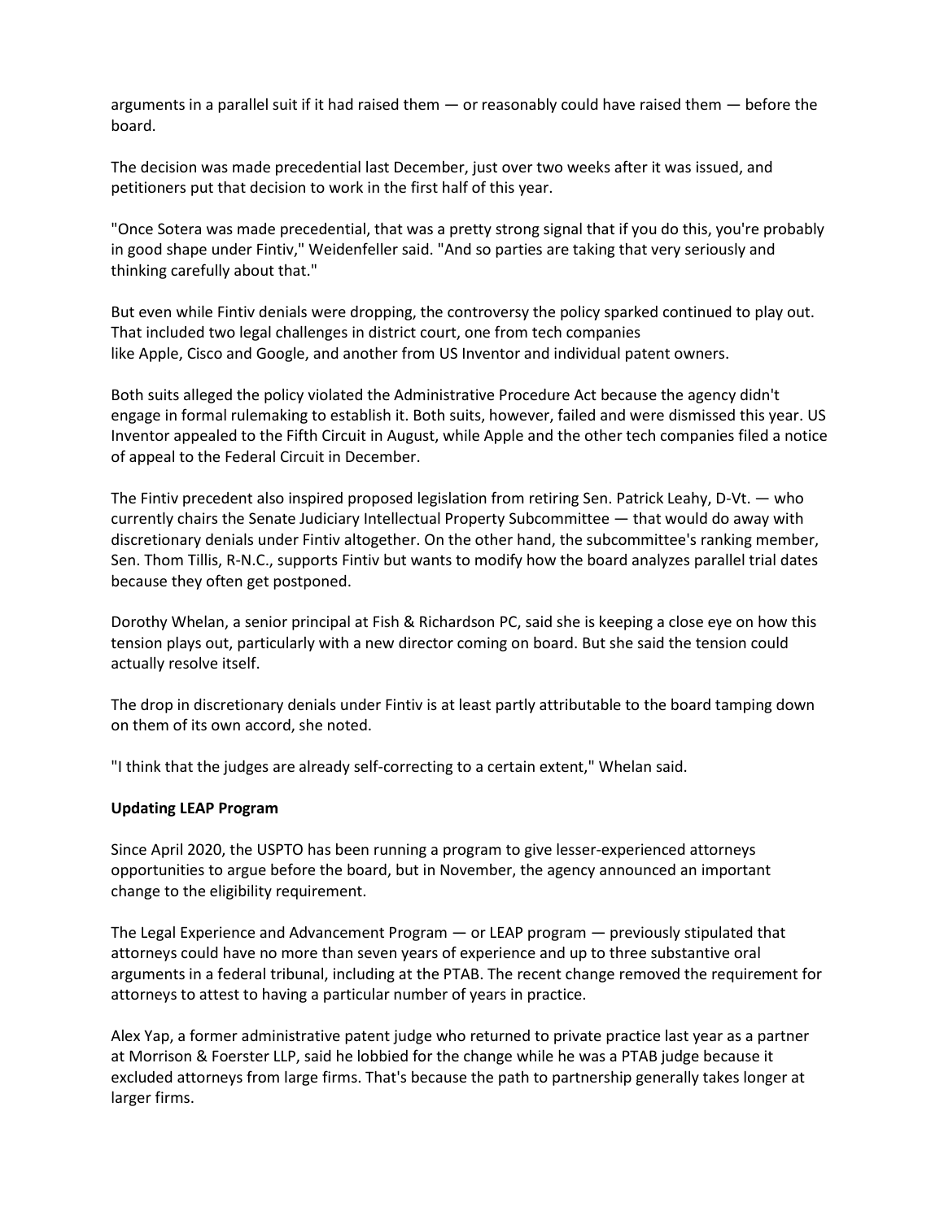arguments in a parallel suit if it had raised them — or reasonably could have raised them — before the board.

The decision was made precedential last December, just over two weeks after it was issued, and petitioners put that decision to work in the first half of this year.

"Once Sotera was made precedential, that was a pretty strong signal that if you do this, you're probably in good shape under Fintiv," Weidenfeller said. "And so parties are taking that very seriously and thinking carefully about that."

But even while Fintiv denials were dropping, the controversy the policy sparked continued to play out. That included two legal challenges in district court, one from tech companies like Apple, Cisco and Google, and another from US Inventor and individual patent owners.

Both suits alleged the policy violated the Administrative Procedure Act because the agency didn't engage in formal rulemaking to establish it. Both suits, however, failed and were dismissed this year. US Inventor appealed to the Fifth Circuit in August, while Apple and the other tech companies filed a notice of appeal to the Federal Circuit in December.

The Fintiv precedent also inspired proposed legislation from retiring Sen. Patrick Leahy, D-Vt. — who currently chairs the Senate Judiciary Intellectual Property Subcommittee — that would do away with discretionary denials under Fintiv altogether. On the other hand, the subcommittee's ranking member, Sen. Thom Tillis, R-N.C., supports Fintiv but wants to modify how the board analyzes parallel trial dates because they often get postponed.

Dorothy Whelan, a senior principal at Fish & Richardson PC, said she is keeping a close eye on how this tension plays out, particularly with a new director coming on board. But she said the tension could actually resolve itself.

The drop in discretionary denials under Fintiv is at least partly attributable to the board tamping down on them of its own accord, she noted.

"I think that the judges are already self-correcting to a certain extent," Whelan said.

**Updating LEAP Program**

Since April 2020, the USPTO has been running a program to give lesser-experienced attorneys opportunities to argue before the board, but in November, the agency announced an important change to the eligibility requirement.

The Legal Experience and Advancement Program — or LEAP program — previously stipulated that attorneys could have no more than seven years of experience and up to three substantive oral arguments in a federal tribunal, including at the PTAB. The recent change removed the requirement for attorneys to attest to having a particular number of years in practice.

Alex Yap, a former administrative patent judge who returned to private practice last year as a partner at Morrison & Foerster LLP, said he lobbied for the change while he was a PTAB judge because it excluded attorneys from large firms. That's because the path to partnership generally takes longer at larger firms.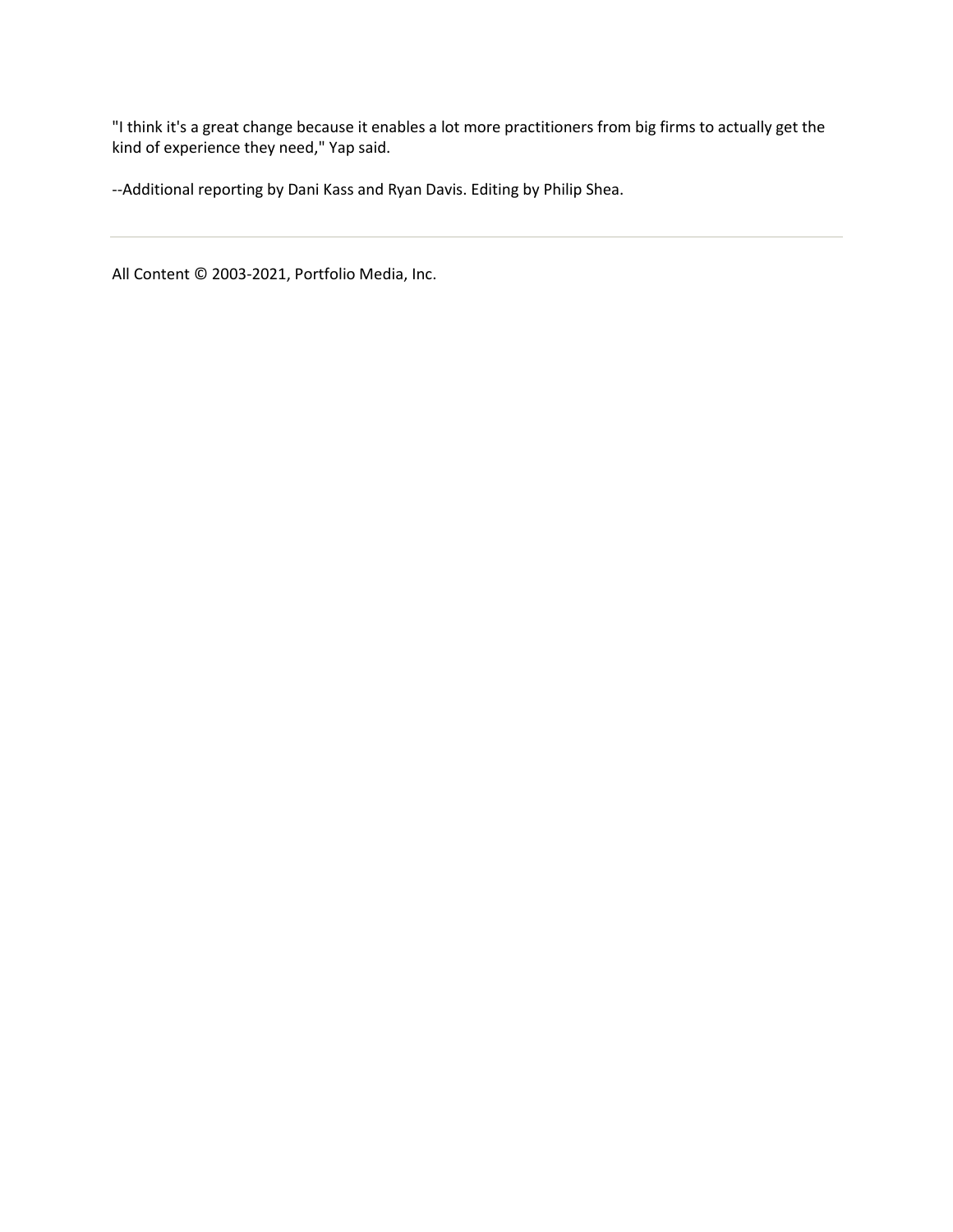"I think it's a great change because it enables a lot more practitioners from big firms to actually get the kind of experience they need," Yap said.

--Additional reporting by Dani Kass and Ryan Davis. Editing by Philip Shea.

---

All Content © 2003-2021, Portfolio Media, Inc.